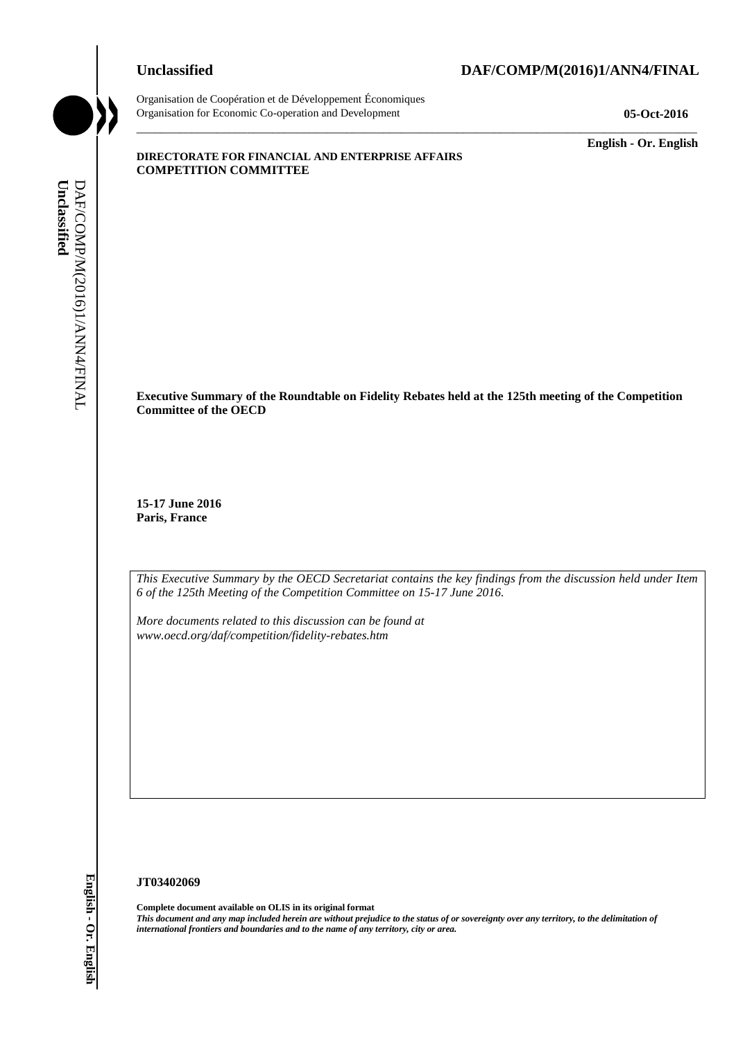**Unclassified** **DAF/COMP/M(2016)1/ANN4/FINAL**

Organisation de Coopération et de Développement Économiques
Organisation for Economic Co-operation and Development **05-Oct-2016**

**English - Or. English**

**DIRECTORATE FOR FINANCIAL AND ENTERPRISE AFFAIRS**
**COMPETITION COMMITTEE**

**Executive Summary of the Roundtable on Fidelity Rebates held at the 125th meeting of the Competition Committee of the OECD**

**15-17 June 2016**
**Paris, France**

*This Executive Summary by the OECD Secretariat contains the key findings from the discussion held under Item 6 of the 125th Meeting of the Competition Committee on 15-17 June 2016.*

*More documents related to this discussion can be found at www.oecd.org/daf/competition/fidelity-rebates.htm*

**JT03402069**

**Complete document available on OLIS in its original format**
***This document and any map included herein are without prejudice to the status of or sovereignty over any territory, to the delimitation of international frontiers and boundaries and to the name of any territory, city or area.***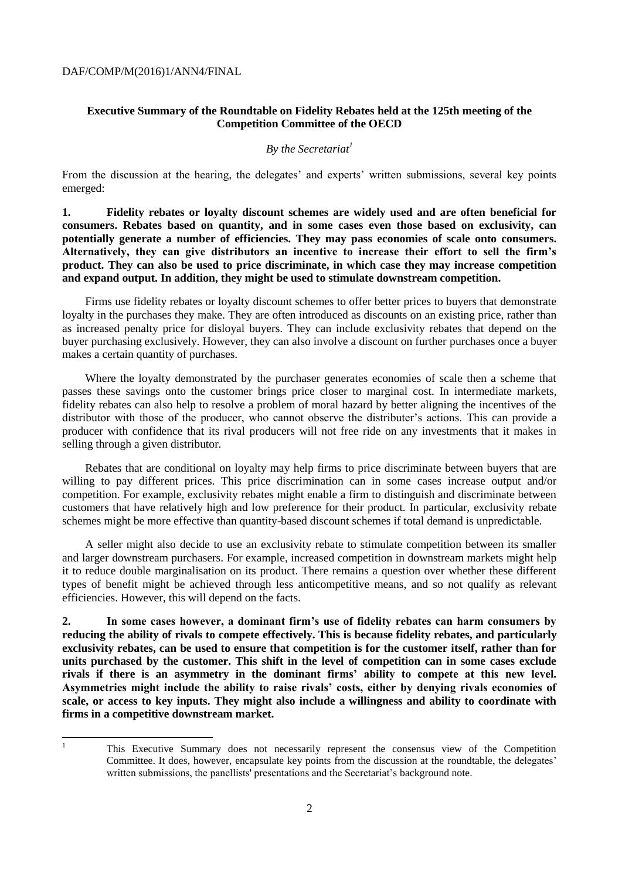## Executive Summary of the Roundtable on Fidelity Rebates held at the 125th meeting of the Competition Committee of the OECD

*By the Secretariat*[1]

From the discussion at the hearing, the delegates' and experts' written submissions, several key points emerged:

**1. Fidelity rebates or loyalty discount schemes are widely used and are often beneficial for consumers. Rebates based on quantity, and in some cases even those based on exclusivity, can potentially generate a number of efficiencies. They may pass economies of scale onto consumers. Alternatively, they can give distributors an incentive to increase their effort to sell the firm's product. They can also be used to price discriminate, in which case they may increase competition and expand output. In addition, they might be used to stimulate downstream competition.**

Firms use fidelity rebates or loyalty discount schemes to offer better prices to buyers that demonstrate loyalty in the purchases they make. They are often introduced as discounts on an existing price, rather than as increased penalty price for disloyal buyers. They can include exclusivity rebates that depend on the buyer purchasing exclusively. However, they can also involve a discount on further purchases once a buyer makes a certain quantity of purchases.

Where the loyalty demonstrated by the purchaser generates economies of scale then a scheme that passes these savings onto the customer brings price closer to marginal cost. In intermediate markets, fidelity rebates can also help to resolve a problem of moral hazard by better aligning the incentives of the distributor with those of the producer, who cannot observe the distributer's actions. This can provide a producer with confidence that its rival producers will not free ride on any investments that it makes in selling through a given distributor.

Rebates that are conditional on loyalty may help firms to price discriminate between buyers that are willing to pay different prices. This price discrimination can in some cases increase output and/or competition. For example, exclusivity rebates might enable a firm to distinguish and discriminate between customers that have relatively high and low preference for their product. In particular, exclusivity rebate schemes might be more effective than quantity-based discount schemes if total demand is unpredictable.

A seller might also decide to use an exclusivity rebate to stimulate competition between its smaller and larger downstream purchasers. For example, increased competition in downstream markets might help it to reduce double marginalisation on its product. There remains a question over whether these different types of benefit might be achieved through less anticompetitive means, and so not qualify as relevant efficiencies. However, this will depend on the facts.

**2. In some cases however, a dominant firm's use of fidelity rebates can harm consumers by reducing the ability of rivals to compete effectively. This is because fidelity rebates, and particularly exclusivity rebates, can be used to ensure that competition is for the customer itself, rather than for units purchased by the customer. This shift in the level of competition can in some cases exclude rivals if there is an asymmetry in the dominant firms' ability to compete at this new level. Asymmetries might include the ability to raise rivals' costs, either by denying rivals economies of scale, or access to key inputs. They might also include a willingness and ability to coordinate with firms in a competitive downstream market.**

---

[1] This Executive Summary does not necessarily represent the consensus view of the Competition Committee. It does, however, encapsulate key points from the discussion at the roundtable, the delegates' written submissions, the panellists' presentations and the Secretariat's background note.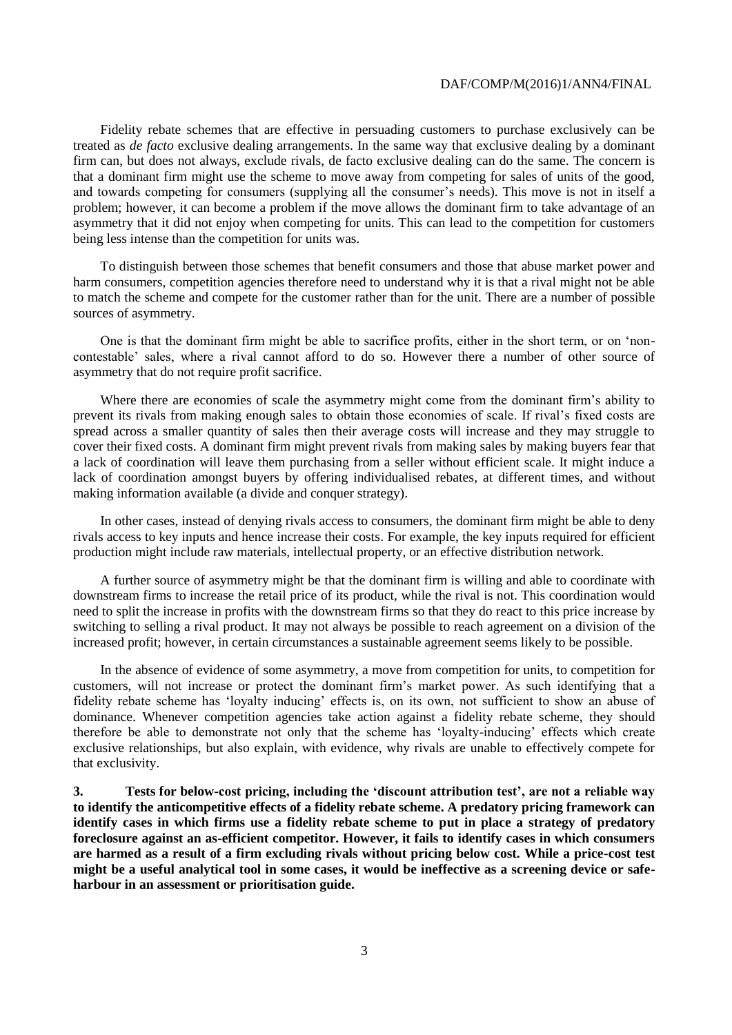Fidelity rebate schemes that are effective in persuading customers to purchase exclusively can be treated as *de facto* exclusive dealing arrangements. In the same way that exclusive dealing by a dominant firm can, but does not always, exclude rivals, de facto exclusive dealing can do the same. The concern is that a dominant firm might use the scheme to move away from competing for sales of units of the good, and towards competing for consumers (supplying all the consumer's needs). This move is not in itself a problem; however, it can become a problem if the move allows the dominant firm to take advantage of an asymmetry that it did not enjoy when competing for units. This can lead to the competition for customers being less intense than the competition for units was.

To distinguish between those schemes that benefit consumers and those that abuse market power and harm consumers, competition agencies therefore need to understand why it is that a rival might not be able to match the scheme and compete for the customer rather than for the unit. There are a number of possible sources of asymmetry.

One is that the dominant firm might be able to sacrifice profits, either in the short term, or on 'non-contestable' sales, where a rival cannot afford to do so. However there a number of other source of asymmetry that do not require profit sacrifice.

Where there are economies of scale the asymmetry might come from the dominant firm's ability to prevent its rivals from making enough sales to obtain those economies of scale. If rival's fixed costs are spread across a smaller quantity of sales then their average costs will increase and they may struggle to cover their fixed costs. A dominant firm might prevent rivals from making sales by making buyers fear that a lack of coordination will leave them purchasing from a seller without efficient scale. It might induce a lack of coordination amongst buyers by offering individualised rebates, at different times, and without making information available (a divide and conquer strategy).

In other cases, instead of denying rivals access to consumers, the dominant firm might be able to deny rivals access to key inputs and hence increase their costs. For example, the key inputs required for efficient production might include raw materials, intellectual property, or an effective distribution network.

A further source of asymmetry might be that the dominant firm is willing and able to coordinate with downstream firms to increase the retail price of its product, while the rival is not. This coordination would need to split the increase in profits with the downstream firms so that they do react to this price increase by switching to selling a rival product. It may not always be possible to reach agreement on a division of the increased profit; however, in certain circumstances a sustainable agreement seems likely to be possible.

In the absence of evidence of some asymmetry, a move from competition for units, to competition for customers, will not increase or protect the dominant firm's market power. As such identifying that a fidelity rebate scheme has 'loyalty inducing' effects is, on its own, not sufficient to show an abuse of dominance. Whenever competition agencies take action against a fidelity rebate scheme, they should therefore be able to demonstrate not only that the scheme has 'loyalty-inducing' effects which create exclusive relationships, but also explain, with evidence, why rivals are unable to effectively compete for that exclusivity.

**3. Tests for below-cost pricing, including the 'discount attribution test', are not a reliable way to identify the anticompetitive effects of a fidelity rebate scheme. A predatory pricing framework can identify cases in which firms use a fidelity rebate scheme to put in place a strategy of predatory foreclosure against an as-efficient competitor. However, it fails to identify cases in which consumers are harmed as a result of a firm excluding rivals without pricing below cost. While a price-cost test might be a useful analytical tool in some cases, it would be ineffective as a screening device or safe-harbour in an assessment or prioritisation guide.**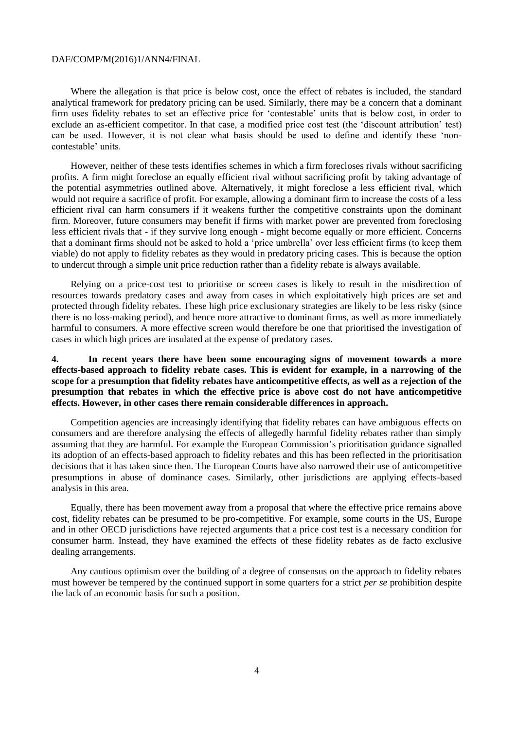Where the allegation is that price is below cost, once the effect of rebates is included, the standard analytical framework for predatory pricing can be used. Similarly, there may be a concern that a dominant firm uses fidelity rebates to set an effective price for 'contestable' units that is below cost, in order to exclude an as-efficient competitor. In that case, a modified price cost test (the 'discount attribution' test) can be used. However, it is not clear what basis should be used to define and identify these 'non-contestable' units.

However, neither of these tests identifies schemes in which a firm forecloses rivals without sacrificing profits. A firm might foreclose an equally efficient rival without sacrificing profit by taking advantage of the potential asymmetries outlined above. Alternatively, it might foreclose a less efficient rival, which would not require a sacrifice of profit. For example, allowing a dominant firm to increase the costs of a less efficient rival can harm consumers if it weakens further the competitive constraints upon the dominant firm. Moreover, future consumers may benefit if firms with market power are prevented from foreclosing less efficient rivals that - if they survive long enough - might become equally or more efficient. Concerns that a dominant firms should not be asked to hold a 'price umbrella' over less efficient firms (to keep them viable) do not apply to fidelity rebates as they would in predatory pricing cases. This is because the option to undercut through a simple unit price reduction rather than a fidelity rebate is always available.

Relying on a price-cost test to prioritise or screen cases is likely to result in the misdirection of resources towards predatory cases and away from cases in which exploitatively high prices are set and protected through fidelity rebates. These high price exclusionary strategies are likely to be less risky (since there is no loss-making period), and hence more attractive to dominant firms, as well as more immediately harmful to consumers. A more effective screen would therefore be one that prioritised the investigation of cases in which high prices are insulated at the expense of predatory cases.

**4. In recent years there have been some encouraging signs of movement towards a more effects-based approach to fidelity rebate cases. This is evident for example, in a narrowing of the scope for a presumption that fidelity rebates have anticompetitive effects, as well as a rejection of the presumption that rebates in which the effective price is above cost do not have anticompetitive effects. However, in other cases there remain considerable differences in approach.**

Competition agencies are increasingly identifying that fidelity rebates can have ambiguous effects on consumers and are therefore analysing the effects of allegedly harmful fidelity rebates rather than simply assuming that they are harmful. For example the European Commission's prioritisation guidance signalled its adoption of an effects-based approach to fidelity rebates and this has been reflected in the prioritisation decisions that it has taken since then. The European Courts have also narrowed their use of anticompetitive presumptions in abuse of dominance cases. Similarly, other jurisdictions are applying effects-based analysis in this area.

Equally, there has been movement away from a proposal that where the effective price remains above cost, fidelity rebates can be presumed to be pro-competitive. For example, some courts in the US, Europe and in other OECD jurisdictions have rejected arguments that a price cost test is a necessary condition for consumer harm. Instead, they have examined the effects of these fidelity rebates as de facto exclusive dealing arrangements.

Any cautious optimism over the building of a degree of consensus on the approach to fidelity rebates must however be tempered by the continued support in some quarters for a strict *per se* prohibition despite the lack of an economic basis for such a position.